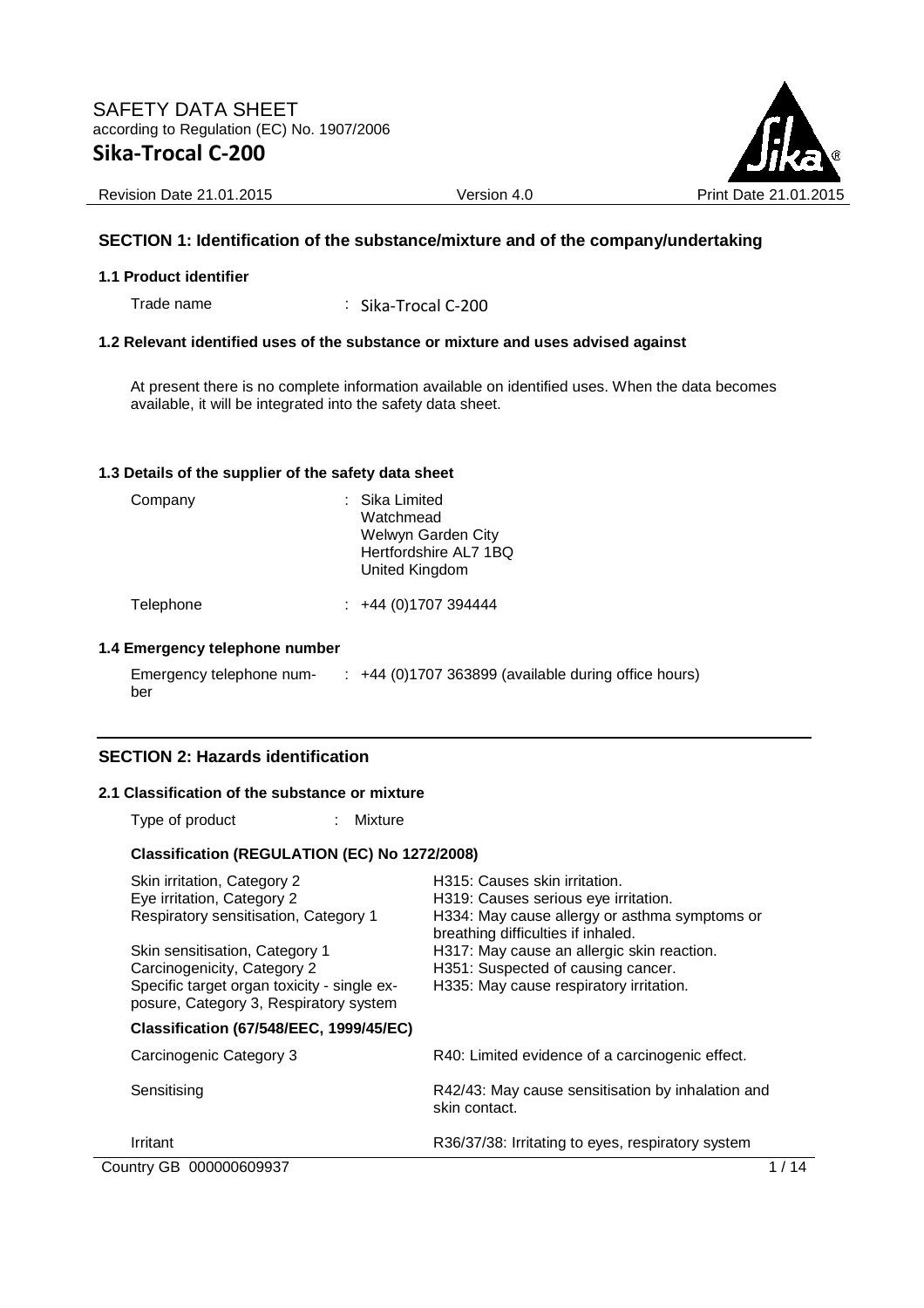# SAFETY DATA SHEET

according to Regulation (EC) No. 1907/2006

**Sika-Trocal C-200**

Revision Date 21.01.2015 | Version 4.0 | Print Date 21.01.2015

## SECTION 1: Identification of the substance/mixture and of the company/undertaking

### 1.1 Product identifier

Trade name : Sika-Trocal C-200

### 1.2 Relevant identified uses of the substance or mixture and uses advised against

At present there is no complete information available on identified uses. When the data becomes available, it will be integrated into the safety data sheet.

### 1.3 Details of the supplier of the safety data sheet

Company : Sika Limited
Watchmead
Welwyn Garden City
Hertfordshire AL7 1BQ
United Kingdom

Telephone : +44 (0)1707 394444

### 1.4 Emergency telephone number

Emergency telephone number : +44 (0)1707 363899 (available during office hours)

## SECTION 2: Hazards identification

### 2.1 Classification of the substance or mixture

Type of product : Mixture

**Classification (REGULATION (EC) No 1272/2008)**

| | |
|---|---|
| Skin irritation, Category 2 | H315: Causes skin irritation. |
| Eye irritation, Category 2 | H319: Causes serious eye irritation. |
| Respiratory sensitisation, Category 1 | H334: May cause allergy or asthma symptoms or breathing difficulties if inhaled. |
| Skin sensitisation, Category 1 | H317: May cause an allergic skin reaction. |
| Carcinogenicity, Category 2 | H351: Suspected of causing cancer. |
| Specific target organ toxicity - single exposure, Category 3, Respiratory system | H335: May cause respiratory irritation. |

**Classification (67/548/EEC, 1999/45/EC)**

| | |
|---|---|
| Carcinogenic Category 3 | R40: Limited evidence of a carcinogenic effect. |
| Sensitising | R42/43: May cause sensitisation by inhalation and skin contact. |
| Irritant | R36/37/38: Irritating to eyes, respiratory system |

Country GB 000000609937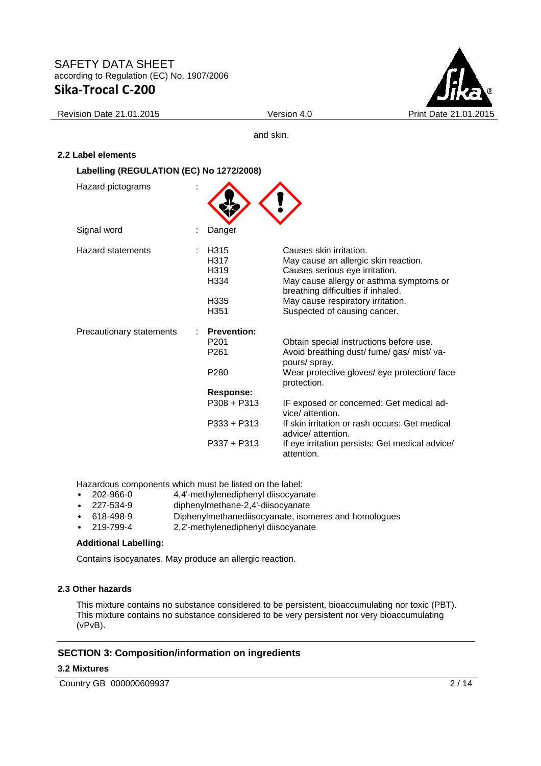and skin.

### 2.2 Label elements

**Labelling (REGULATION (EC) No 1272/2008)**

Hazard pictograms :

Signal word : Danger

| Hazard statements | | |
|---|---|---|
| : | H315 | Causes skin irritation. |
| | H317 | May cause an allergic skin reaction. |
| | H319 | Causes serious eye irritation. |
| | H334 | May cause allergy or asthma symptoms or breathing difficulties if inhaled. |
| | H335 | May cause respiratory irritation. |
| | H351 | Suspected of causing cancer. |

Precautionary statements :

**Prevention:**

| | |
|---|---|
| P201 | Obtain special instructions before use. |
| P261 | Avoid breathing dust/ fume/ gas/ mist/ vapours/ spray. |
| P280 | Wear protective gloves/ eye protection/ face protection. |

**Response:**

| | |
|---|---|
| P308 + P313 | IF exposed or concerned: Get medical advice/ attention. |
| P333 + P313 | If skin irritation or rash occurs: Get medical advice/ attention. |
| P337 + P313 | If eye irritation persists: Get medical advice/ attention. |

Hazardous components which must be listed on the label:

- 202-966-0 4,4'-methylenediphenyl diisocyanate
- 227-534-9 diphenylmethane-2,4'-diisocyanate
- 618-498-9 Diphenylmethanediisocyanate, isomeres and homologues
- 219-799-4 2,2'-methylenediphenyl diisocyanate

**Additional Labelling:**

Contains isocyanates. May produce an allergic reaction.

### 2.3 Other hazards

This mixture contains no substance considered to be persistent, bioaccumulating nor toxic (PBT).
This mixture contains no substance considered to be very persistent nor very bioaccumulating (vPvB).

## SECTION 3: Composition/information on ingredients

### 3.2 Mixtures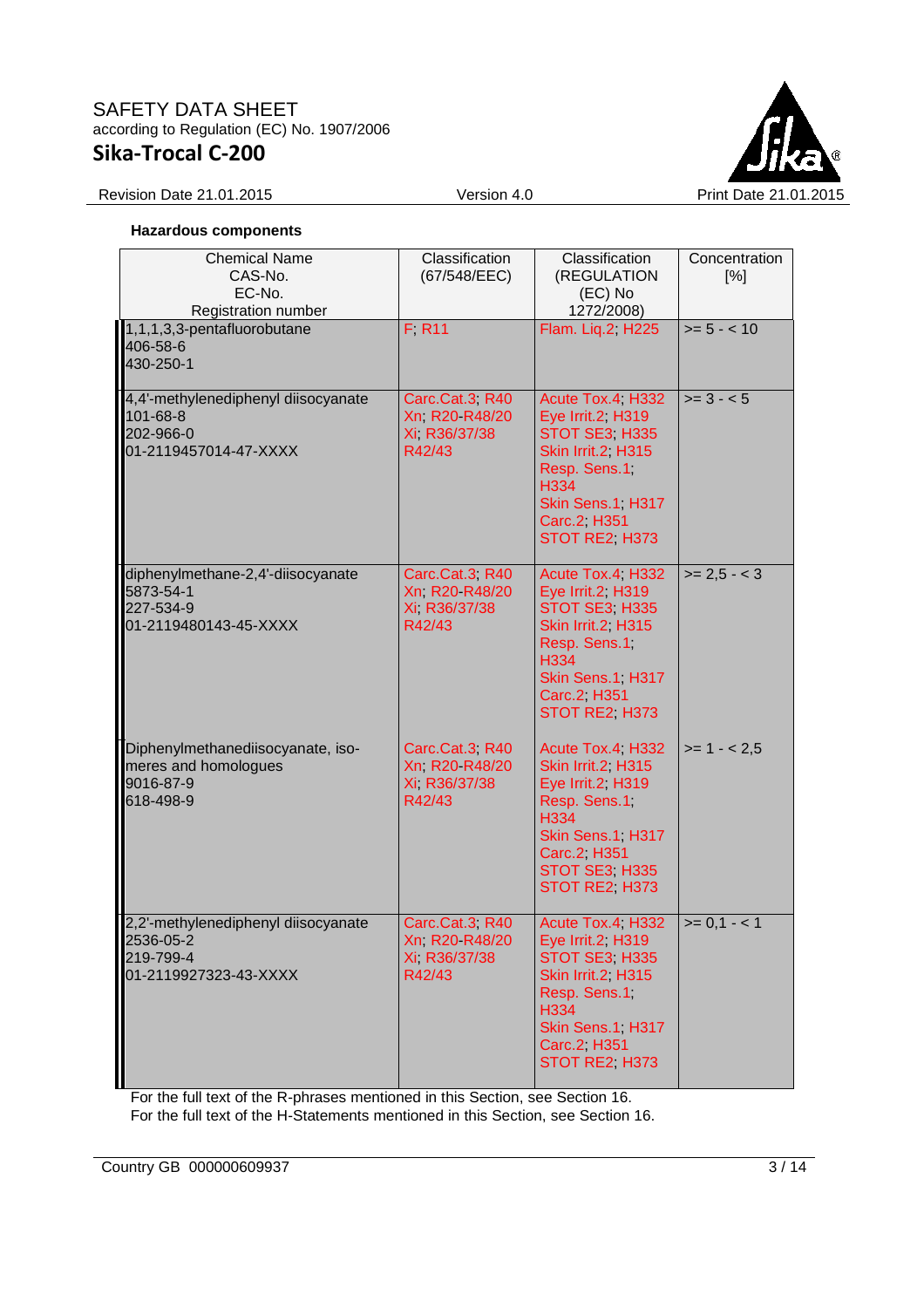**Hazardous components**

| Chemical Name<br>CAS-No.<br>EC-No.<br>Registration number | Classification<br>(67/548/EEC) | Classification<br>(REGULATION (EC) No 1272/2008) | Concentration<br>[%] |
|---|---|---|---|
| 1,1,1,3,3-pentafluorobutane<br>406-58-6<br>430-250-1 | F; R11 | Flam. Liq.2; H225 | >= 5 - < 10 |
| 4,4'-methylenediphenyl diisocyanate<br>101-68-8<br>202-966-0<br>01-2119457014-47-XXXX | Carc.Cat.3; R40<br>Xn; R20-R48/20<br>Xi; R36/37/38<br>R42/43 | Acute Tox.4; H332<br>Eye Irrit.2; H319<br>STOT SE3; H335<br>Skin Irrit.2; H315<br>Resp. Sens.1; H334<br>Skin Sens.1; H317<br>Carc.2; H351<br>STOT RE2; H373 | >= 3 - < 5 |
| diphenylmethane-2,4'-diisocyanate<br>5873-54-1<br>227-534-9<br>01-2119480143-45-XXXX | Carc.Cat.3; R40<br>Xn; R20-R48/20<br>Xi; R36/37/38<br>R42/43 | Acute Tox.4; H332<br>Eye Irrit.2; H319<br>STOT SE3; H335<br>Skin Irrit.2; H315<br>Resp. Sens.1; H334<br>Skin Sens.1; H317<br>Carc.2; H351<br>STOT RE2; H373 | >= 2,5 - < 3 |
| Diphenylmethanediisocyanate, iso-meres and homologues<br>9016-87-9<br>618-498-9 | Carc.Cat.3; R40<br>Xn; R20-R48/20<br>Xi; R36/37/38<br>R42/43 | Acute Tox.4; H332<br>Skin Irrit.2; H315<br>Eye Irrit.2; H319<br>Resp. Sens.1; H334<br>Skin Sens.1; H317<br>Carc.2; H351<br>STOT SE3; H335<br>STOT RE2; H373 | >= 1 - < 2,5 |
| 2,2'-methylenediphenyl diisocyanate<br>2536-05-2<br>219-799-4<br>01-2119927323-43-XXXX | Carc.Cat.3; R40<br>Xn; R20-R48/20<br>Xi; R36/37/38<br>R42/43 | Acute Tox.4; H332<br>Eye Irrit.2; H319<br>STOT SE3; H335<br>Skin Irrit.2; H315<br>Resp. Sens.1; H334<br>Skin Sens.1; H317<br>Carc.2; H351<br>STOT RE2; H373 | >= 0,1 - < 1 |

For the full text of the R-phrases mentioned in this Section, see Section 16.
For the full text of the H-Statements mentioned in this Section, see Section 16.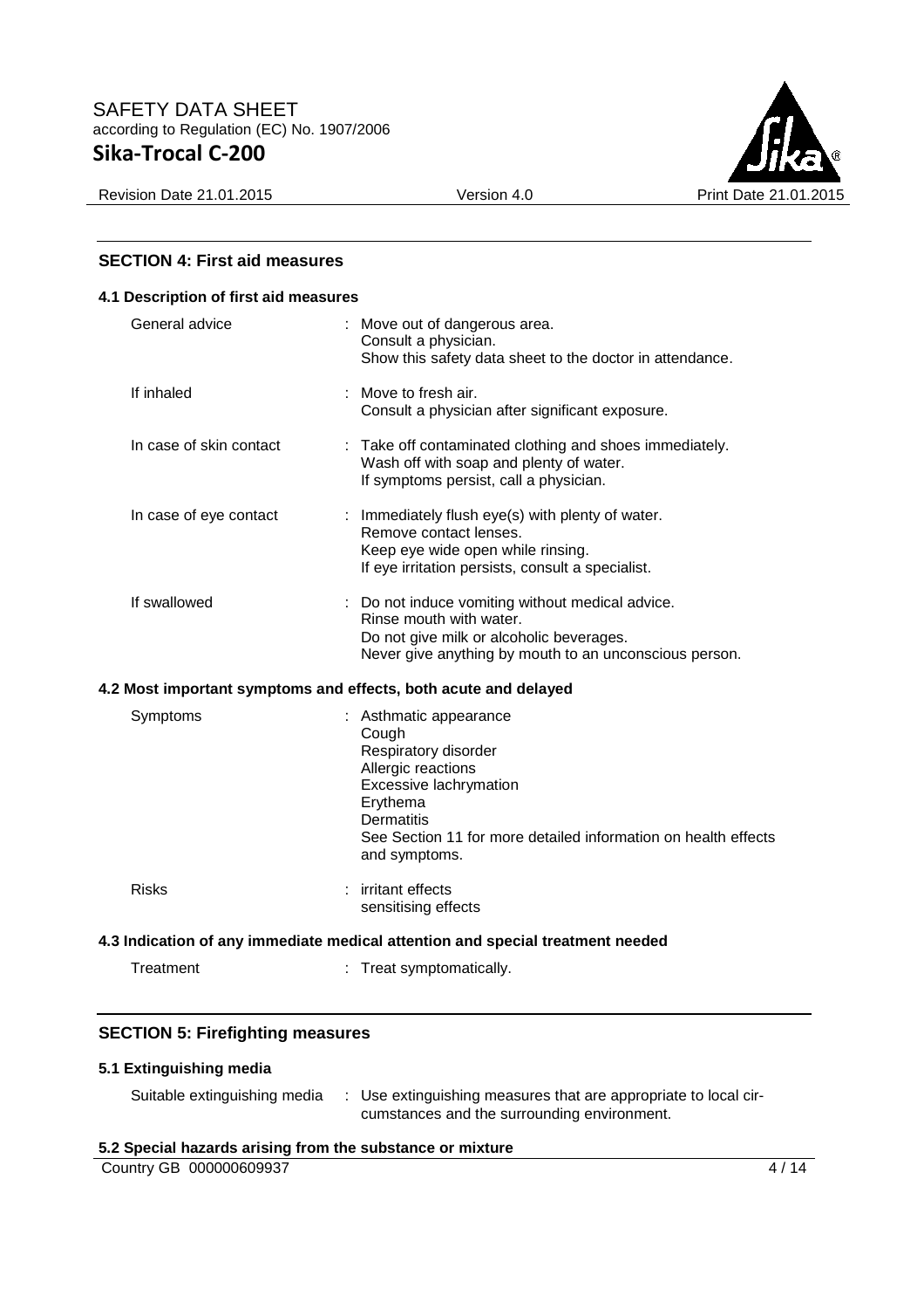## SECTION 4: First aid measures

### 4.1 Description of first aid measures

| | |
|---|---|
| General advice | : Move out of dangerous area.<br>Consult a physician.<br>Show this safety data sheet to the doctor in attendance. |
| If inhaled | : Move to fresh air.<br>Consult a physician after significant exposure. |
| In case of skin contact | : Take off contaminated clothing and shoes immediately.<br>Wash off with soap and plenty of water.<br>If symptoms persist, call a physician. |
| In case of eye contact | : Immediately flush eye(s) with plenty of water.<br>Remove contact lenses.<br>Keep eye wide open while rinsing.<br>If eye irritation persists, consult a specialist. |
| If swallowed | : Do not induce vomiting without medical advice.<br>Rinse mouth with water.<br>Do not give milk or alcoholic beverages.<br>Never give anything by mouth to an unconscious person. |

### 4.2 Most important symptoms and effects, both acute and delayed

| | |
|---|---|
| Symptoms | : Asthmatic appearance<br>Cough<br>Respiratory disorder<br>Allergic reactions<br>Excessive lachrymation<br>Erythema<br>Dermatitis<br>See Section 11 for more detailed information on health effects and symptoms. |
| Risks | : irritant effects<br>sensitising effects |

### 4.3 Indication of any immediate medical attention and special treatment needed

| | |
|---|---|
| Treatment | : Treat symptomatically. |

## SECTION 5: Firefighting measures

### 5.1 Extinguishing media

| | |
|---|---|
| Suitable extinguishing media | : Use extinguishing measures that are appropriate to local circumstances and the surrounding environment. |

### 5.2 Special hazards arising from the substance or mixture

Country GB 000000609937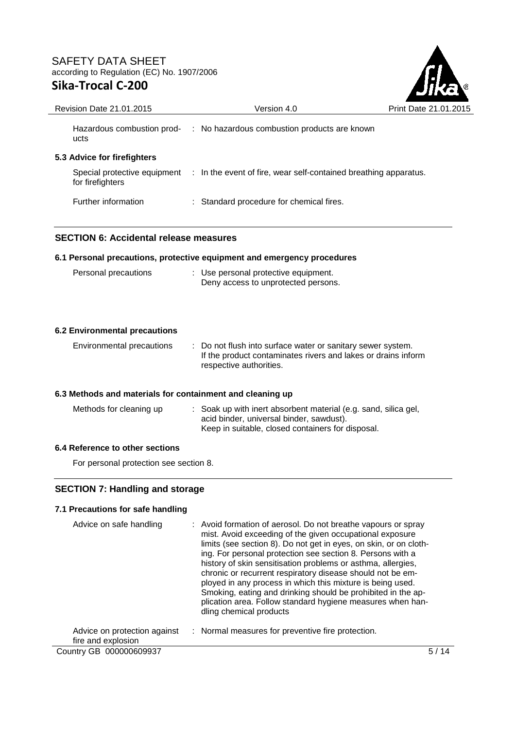| | |
|---|---|
| Hazardous combustion products | : No hazardous combustion products are known |

### 5.3 Advice for firefighters

| | |
|---|---|
| Special protective equipment for firefighters | : In the event of fire, wear self-contained breathing apparatus. |
| Further information | : Standard procedure for chemical fires. |

## SECTION 6: Accidental release measures

### 6.1 Personal precautions, protective equipment and emergency procedures

| | |
|---|---|
| Personal precautions | : Use personal protective equipment. Deny access to unprotected persons. |

### 6.2 Environmental precautions

| | |
|---|---|
| Environmental precautions | : Do not flush into surface water or sanitary sewer system. If the product contaminates rivers and lakes or drains inform respective authorities. |

### 6.3 Methods and materials for containment and cleaning up

| | |
|---|---|
| Methods for cleaning up | : Soak up with inert absorbent material (e.g. sand, silica gel, acid binder, universal binder, sawdust). Keep in suitable, closed containers for disposal. |

### 6.4 Reference to other sections

For personal protection see section 8.

## SECTION 7: Handling and storage

### 7.1 Precautions for safe handling

| | |
|---|---|
| Advice on safe handling | : Avoid formation of aerosol. Do not breathe vapours or spray mist. Avoid exceeding of the given occupational exposure limits (see section 8). Do not get in eyes, on skin, or on clothing. For personal protection see section 8. Persons with a history of skin sensitisation problems or asthma, allergies, chronic or recurrent respiratory disease should not be employed in any process in which this mixture is being used. Smoking, eating and drinking should be prohibited in the application area. Follow standard hygiene measures when handling chemical products |
| Advice on protection against fire and explosion | : Normal measures for preventive fire protection. |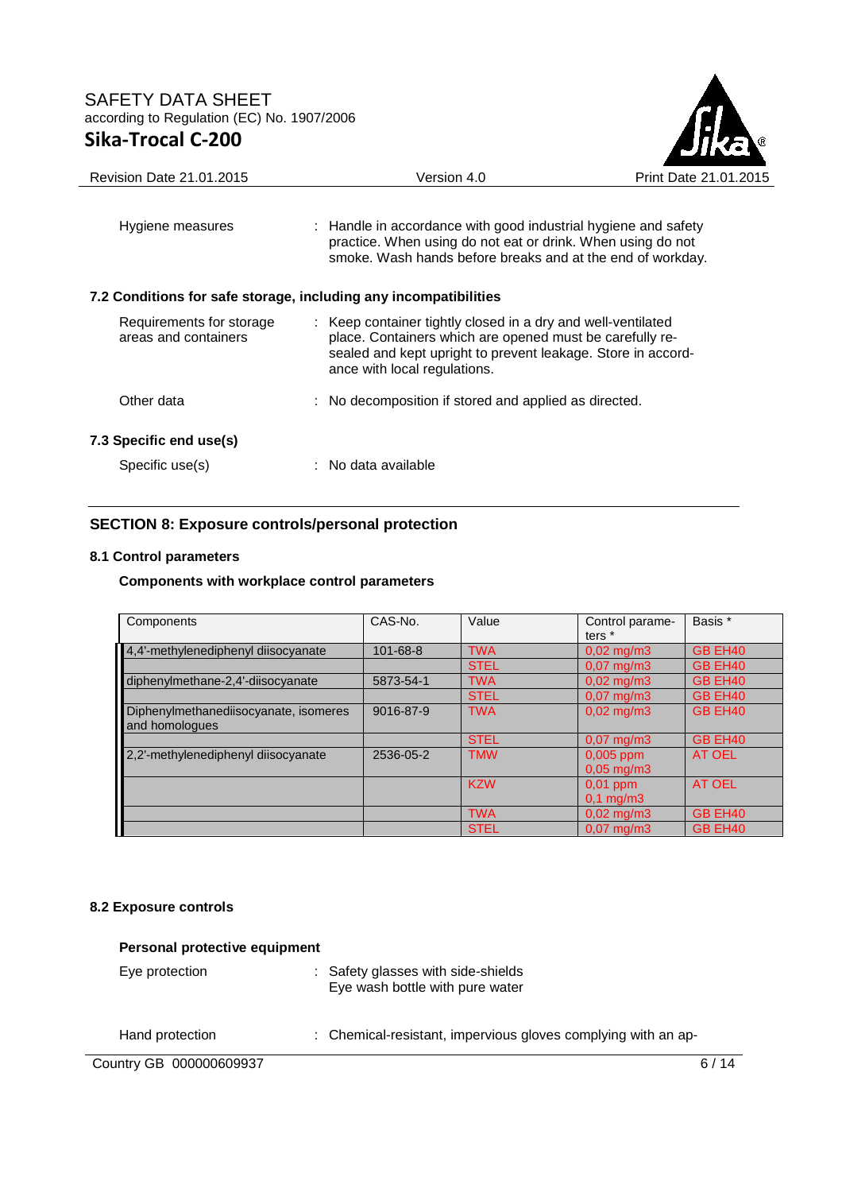Hygiene measures : Handle in accordance with good industrial hygiene and safety practice. When using do not eat or drink. When using do not smoke. Wash hands before breaks and at the end of workday.

### 7.2 Conditions for safe storage, including any incompatibilities

Requirements for storage areas and containers : Keep container tightly closed in a dry and well-ventilated place. Containers which are opened must be carefully resealed and kept upright to prevent leakage. Store in accordance with local regulations.

Other data : No decomposition if stored and applied as directed.

### 7.3 Specific end use(s)

Specific use(s) : No data available

## SECTION 8: Exposure controls/personal protection

### 8.1 Control parameters

**Components with workplace control parameters**

| Components | CAS-No. | Value | Control parameters * | Basis * |
|---|---|---|---|---|
| 4,4'-methylenediphenyl diisocyanate | 101-68-8 | TWA | 0,02 mg/m3 | GB EH40 |
| | | STEL | 0,07 mg/m3 | GB EH40 |
| diphenylmethane-2,4'-diisocyanate | 5873-54-1 | TWA | 0,02 mg/m3 | GB EH40 |
| | | STEL | 0,07 mg/m3 | GB EH40 |
| Diphenylmethanediisocyanate, isomeres and homologues | 9016-87-9 | TWA | 0,02 mg/m3 | GB EH40 |
| | | STEL | 0,07 mg/m3 | GB EH40 |
| 2,2'-methylenediphenyl diisocyanate | 2536-05-2 | TMW | 0,005 ppm<br>0,05 mg/m3 | AT OEL |
| | | KZW | 0,01 ppm<br>0,1 mg/m3 | AT OEL |
| | | TWA | 0,02 mg/m3 | GB EH40 |
| | | STEL | 0,07 mg/m3 | GB EH40 |

### 8.2 Exposure controls

**Personal protective equipment**

Eye protection : Safety glasses with side-shields
Eye wash bottle with pure water

Hand protection : Chemical-resistant, impervious gloves complying with an ap-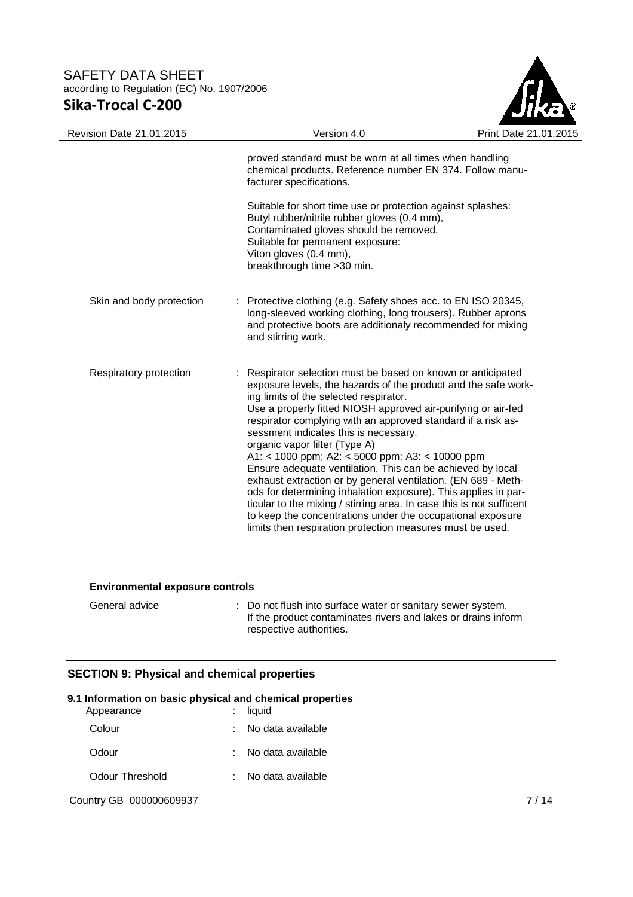proved standard must be worn at all times when handling chemical products. Reference number EN 374. Follow manufacturer specifications.

Suitable for short time use or protection against splashes:
Butyl rubber/nitrile rubber gloves (0,4 mm),
Contaminated gloves should be removed.
Suitable for permanent exposure:
Viton gloves (0.4 mm),
breakthrough time >30 min.

Skin and body protection : Protective clothing (e.g. Safety shoes acc. to EN ISO 20345, long-sleeved working clothing, long trousers). Rubber aprons and protective boots are additionaly recommended for mixing and stirring work.

Respiratory protection : Respirator selection must be based on known or anticipated exposure levels, the hazards of the product and the safe working limits of the selected respirator.
Use a properly fitted NIOSH approved air-purifying or air-fed respirator complying with an approved standard if a risk assessment indicates this is necessary.
organic vapor filter (Type A)
A1: < 1000 ppm; A2: < 5000 ppm; A3: < 10000 ppm
Ensure adequate ventilation. This can be achieved by local exhaust extraction or by general ventilation. (EN 689 - Methods for determining inhalation exposure). This applies in particular to the mixing / stirring area. In case this is not sufficent to keep the concentrations under the occupational exposure limits then respiration protection measures must be used.

**Environmental exposure controls**

General advice : Do not flush into surface water or sanitary sewer system. If the product contaminates rivers and lakes or drains inform respective authorities.

## SECTION 9: Physical and chemical properties

**9.1 Information on basic physical and chemical properties**

| | | |
|---|---|---|
| Appearance | : | liquid |
| Colour | : | No data available |
| Odour | : | No data available |
| Odour Threshold | : | No data available |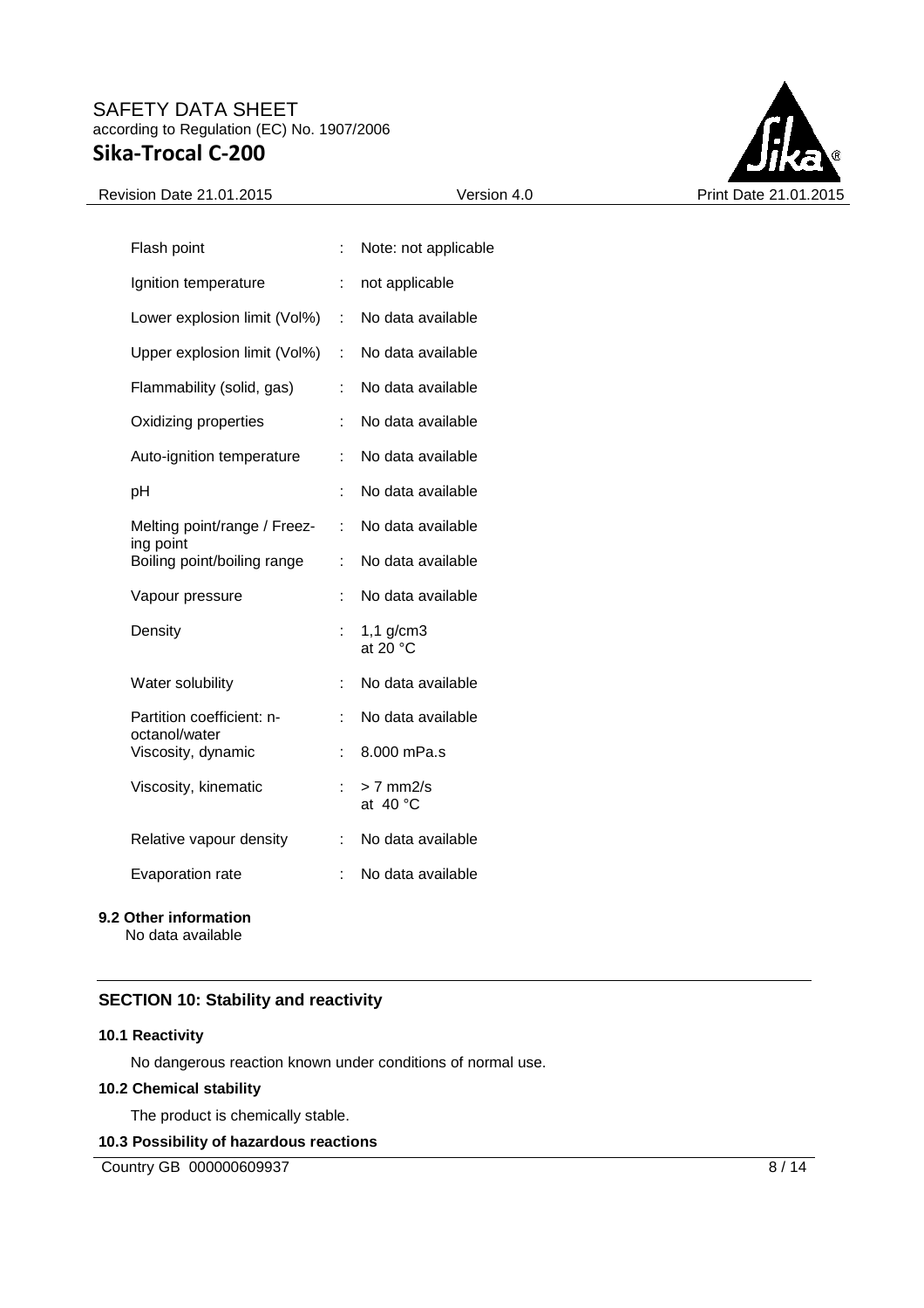| | | |
|---|---|---|
| Flash point | : | Note: not applicable |
| Ignition temperature | : | not applicable |
| Lower explosion limit (Vol%) | : | No data available |
| Upper explosion limit (Vol%) | : | No data available |
| Flammability (solid, gas) | : | No data available |
| Oxidizing properties | : | No data available |
| Auto-ignition temperature | : | No data available |
| pH | : | No data available |
| Melting point/range / Freezing point | : | No data available |
| Boiling point/boiling range | : | No data available |
| Vapour pressure | : | No data available |
| Density | : | 1,1 g/cm3<br>at 20 °C |
| Water solubility | : | No data available |
| Partition coefficient: n-octanol/water | : | No data available |
| Viscosity, dynamic | : | 8.000 mPa.s |
| Viscosity, kinematic | : | > 7 mm2/s<br>at 40 °C |
| Relative vapour density | : | No data available |
| Evaporation rate | : | No data available |

**9.2 Other information**

No data available

## SECTION 10: Stability and reactivity

**10.1 Reactivity**

No dangerous reaction known under conditions of normal use.

**10.2 Chemical stability**

The product is chemically stable.

**10.3 Possibility of hazardous reactions**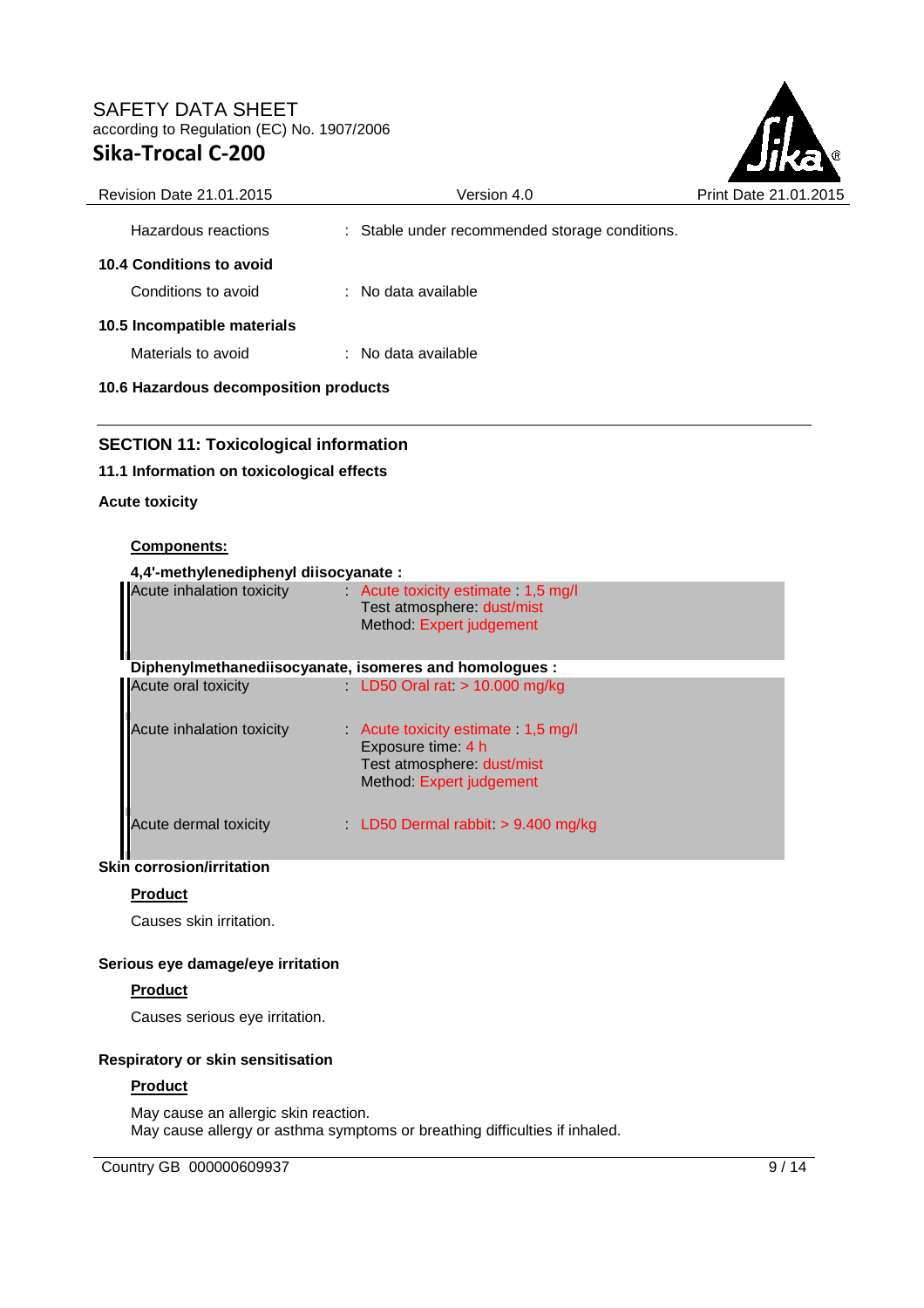Hazardous reactions : Stable under recommended storage conditions.

### 10.4 Conditions to avoid

Conditions to avoid : No data available

### 10.5 Incompatible materials

Materials to avoid : No data available

### 10.6 Hazardous decomposition products

## SECTION 11: Toxicological information

### 11.1 Information on toxicological effects

**Acute toxicity**

**Components:**

**4,4'-methylenediphenyl diisocyanate :**

| | |
|---|---|
| Acute inhalation toxicity | : Acute toxicity estimate : 1,5 mg/l<br>Test atmosphere: dust/mist<br>Method: Expert judgement |

**Diphenylmethanediisocyanate, isomeres and homologues :**

| | |
|---|---|
| Acute oral toxicity | : LD50 Oral rat: > 10.000 mg/kg |
| Acute inhalation toxicity | : Acute toxicity estimate : 1,5 mg/l<br>Exposure time: 4 h<br>Test atmosphere: dust/mist<br>Method: Expert judgement |
| Acute dermal toxicity | : LD50 Dermal rabbit: > 9.400 mg/kg |

**Skin corrosion/irritation**

**Product**

Causes skin irritation.

**Serious eye damage/eye irritation**

**Product**

Causes serious eye irritation.

**Respiratory or skin sensitisation**

**Product**

May cause an allergic skin reaction.
May cause allergy or asthma symptoms or breathing difficulties if inhaled.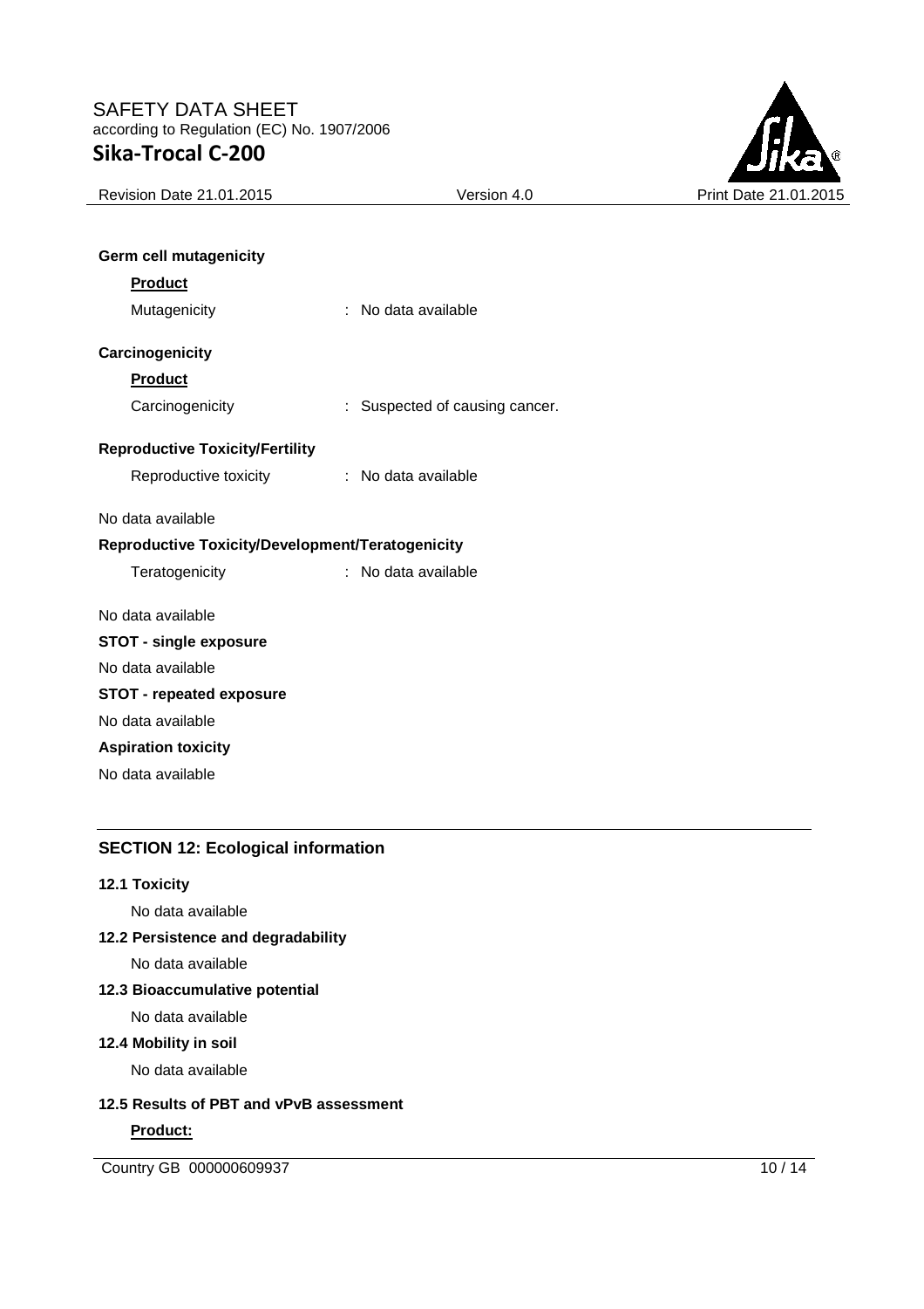**Germ cell mutagenicity**

**Product**

Mutagenicity : No data available

**Carcinogenicity**

**Product**

Carcinogenicity : Suspected of causing cancer.

**Reproductive Toxicity/Fertility**

Reproductive toxicity : No data available

No data available

**Reproductive Toxicity/Development/Teratogenicity**

Teratogenicity : No data available

No data available

**STOT - single exposure**

No data available

**STOT - repeated exposure**

No data available

**Aspiration toxicity**

No data available

## SECTION 12: Ecological information

**12.1 Toxicity**

No data available

**12.2 Persistence and degradability**

No data available

**12.3 Bioaccumulative potential**

No data available

**12.4 Mobility in soil**

No data available

**12.5 Results of PBT and vPvB assessment**

**Product:**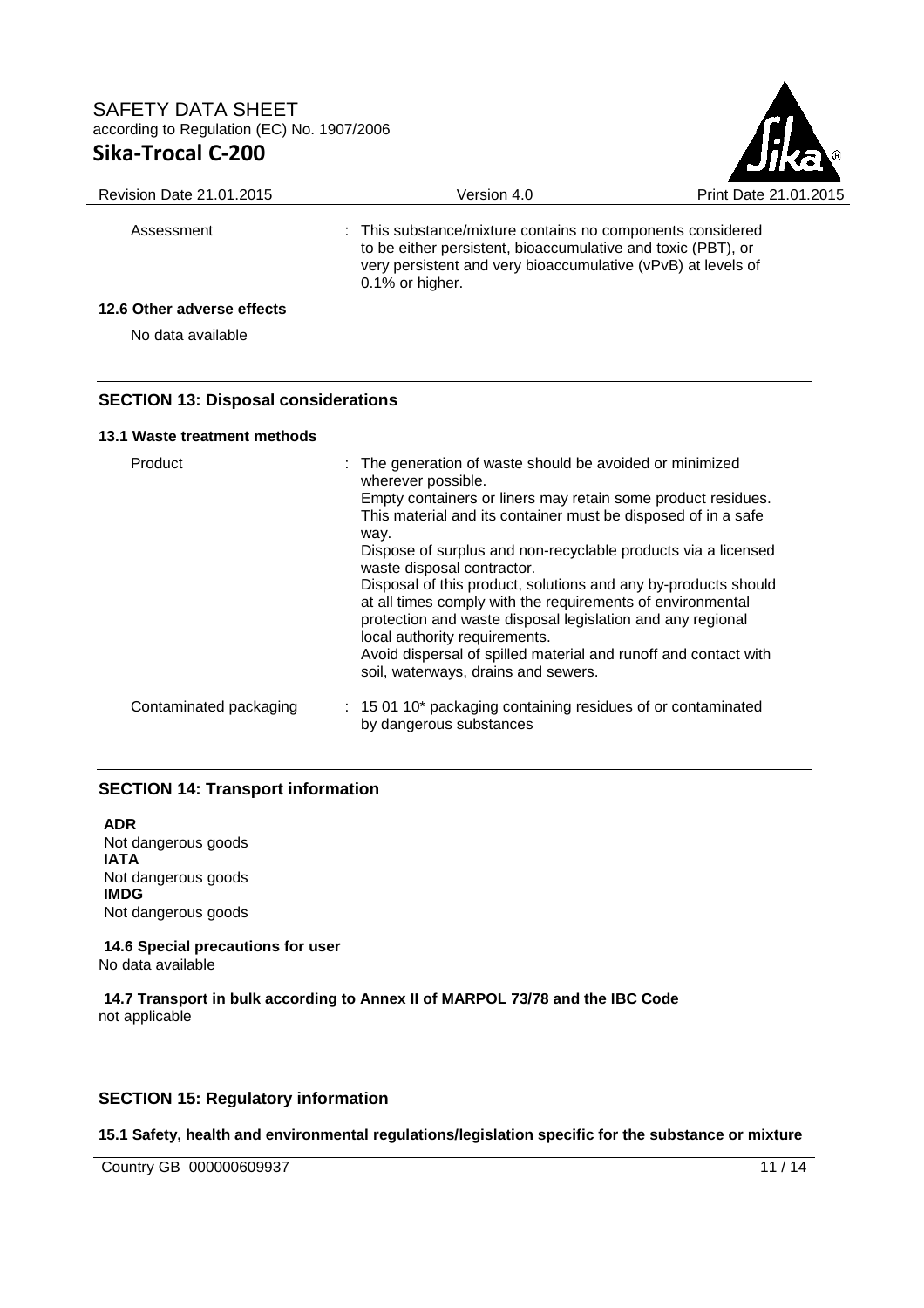| | |
|---|---|
| Assessment | : This substance/mixture contains no components considered to be either persistent, bioaccumulative and toxic (PBT), or very persistent and very bioaccumulative (vPvB) at levels of 0.1% or higher. |

### 12.6 Other adverse effects

No data available

## SECTION 13: Disposal considerations

### 13.1 Waste treatment methods

| | |
|---|---|
| Product | : The generation of waste should be avoided or minimized wherever possible. Empty containers or liners may retain some product residues. This material and its container must be disposed of in a safe way. Dispose of surplus and non-recyclable products via a licensed waste disposal contractor. Disposal of this product, solutions and any by-products should at all times comply with the requirements of environmental protection and waste disposal legislation and any regional local authority requirements. Avoid dispersal of spilled material and runoff and contact with soil, waterways, drains and sewers. |
| Contaminated packaging | : 15 01 10* packaging containing residues of or contaminated by dangerous substances |

## SECTION 14: Transport information

**ADR**
Not dangerous goods
**IATA**
Not dangerous goods
**IMDG**
Not dangerous goods

**14.6 Special precautions for user**
No data available

**14.7 Transport in bulk according to Annex II of MARPOL 73/78 and the IBC Code**
not applicable

## SECTION 15: Regulatory information

**15.1 Safety, health and environmental regulations/legislation specific for the substance or mixture**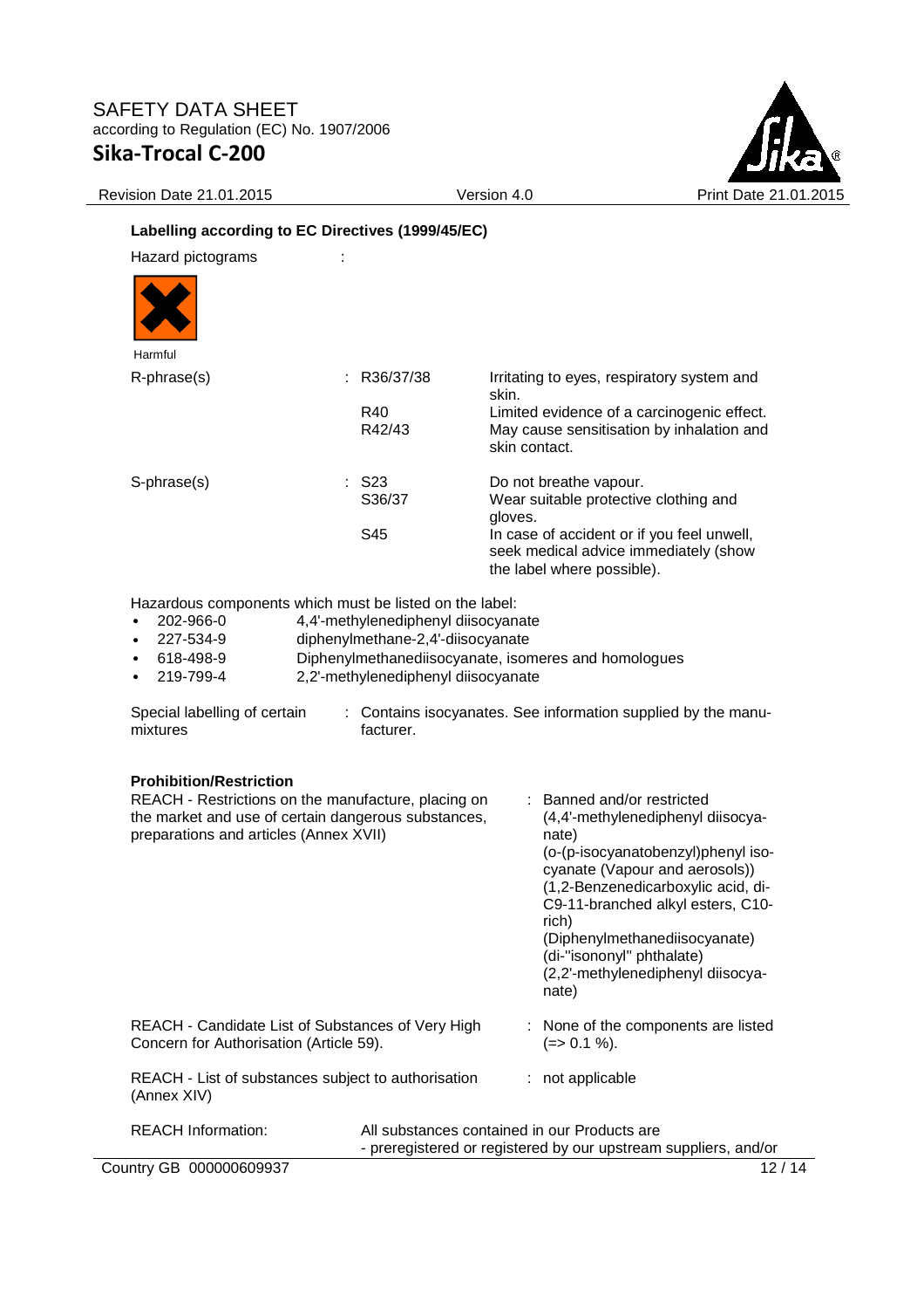### Labelling according to EC Directives (1999/45/EC)

Hazard pictograms :

Harmful

| | | |
|---|---|---|
| R-phrase(s) | : R36/37/38 | Irritating to eyes, respiratory system and skin. |
| | R40 | Limited evidence of a carcinogenic effect. |
| | R42/43 | May cause sensitisation by inhalation and skin contact. |
| S-phrase(s) | : S23 | Do not breathe vapour. |
| | S36/37 | Wear suitable protective clothing and gloves. |
| | S45 | In case of accident or if you feel unwell, seek medical advice immediately (show the label where possible). |

Hazardous components which must be listed on the label:

- 202-966-0 4,4'-methylenediphenyl diisocyanate
- 227-534-9 diphenylmethane-2,4'-diisocyanate
- 618-498-9 Diphenylmethanediisocyanate, isomeres and homologues
- 219-799-4 2,2'-methylenediphenyl diisocyanate

Special labelling of certain mixtures : Contains isocyanates. See information supplied by the manufacturer.

**Prohibition/Restriction**

REACH - Restrictions on the manufacture, placing on the market and use of certain dangerous substances, preparations and articles (Annex XVII) : Banned and/or restricted (4,4'-methylenediphenyl diisocyanate) (o-(p-isocyanatobenzyl)phenyl isocyanate (Vapour and aerosols)) (1,2-Benzenedicarboxylic acid, di-C9-11-branched alkyl esters, C10-rich) (Diphenylmethanediisocyanate) (di-"isononyl" phthalate) (2,2'-methylenediphenyl diisocyanate)

REACH - Candidate List of Substances of Very High Concern for Authorisation (Article 59). : None of the components are listed (=> 0.1 %).

REACH - List of substances subject to authorisation (Annex XIV) : not applicable

REACH Information: All substances contained in our Products are
- preregistered or registered by our upstream suppliers, and/or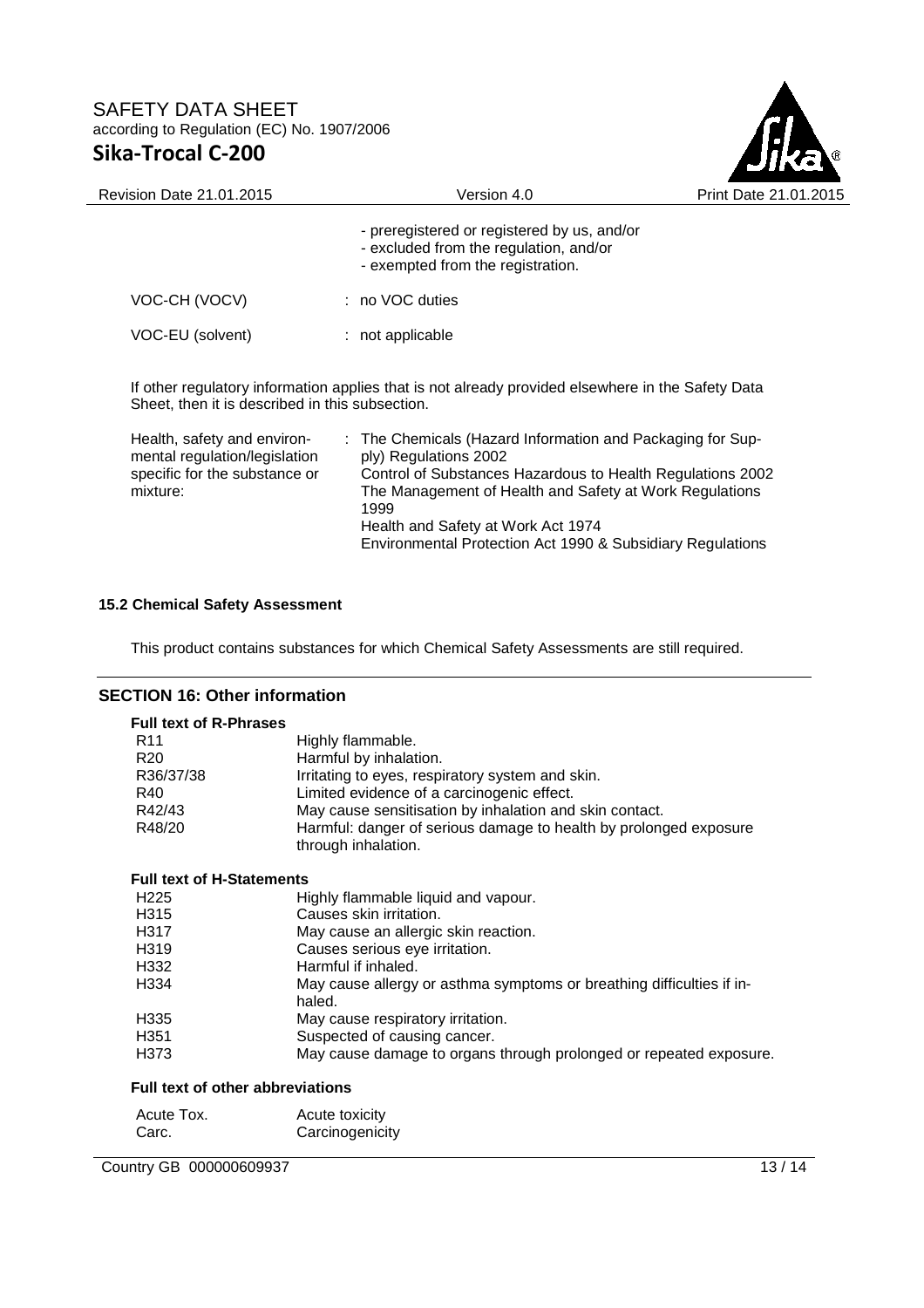- preregistered or registered by us, and/or
- excluded from the regulation, and/or
- exempted from the registration.

| | |
|---|---|
| VOC-CH (VOCV) | : no VOC duties |
| VOC-EU (solvent) | : not applicable |

If other regulatory information applies that is not already provided elsewhere in the Safety Data Sheet, then it is described in this subsection.

| | |
|---|---|
| Health, safety and environmental regulation/legislation specific for the substance or mixture: | : The Chemicals (Hazard Information and Packaging for Supply) Regulations 2002<br>Control of Substances Hazardous to Health Regulations 2002<br>The Management of Health and Safety at Work Regulations 1999<br>Health and Safety at Work Act 1974<br>Environmental Protection Act 1990 & Subsidiary Regulations |

### 15.2 Chemical Safety Assessment

This product contains substances for which Chemical Safety Assessments are still required.

## SECTION 16: Other information

### Full text of R-Phrases

| | |
|---|---|
| R11 | Highly flammable. |
| R20 | Harmful by inhalation. |
| R36/37/38 | Irritating to eyes, respiratory system and skin. |
| R40 | Limited evidence of a carcinogenic effect. |
| R42/43 | May cause sensitisation by inhalation and skin contact. |
| R48/20 | Harmful: danger of serious damage to health by prolonged exposure through inhalation. |

### Full text of H-Statements

| | |
|---|---|
| H225 | Highly flammable liquid and vapour. |
| H315 | Causes skin irritation. |
| H317 | May cause an allergic skin reaction. |
| H319 | Causes serious eye irritation. |
| H332 | Harmful if inhaled. |
| H334 | May cause allergy or asthma symptoms or breathing difficulties if inhaled. |
| H335 | May cause respiratory irritation. |
| H351 | Suspected of causing cancer. |
| H373 | May cause damage to organs through prolonged or repeated exposure. |

### Full text of other abbreviations

| | |
|---|---|
| Acute Tox. | Acute toxicity |
| Carc. | Carcinogenicity |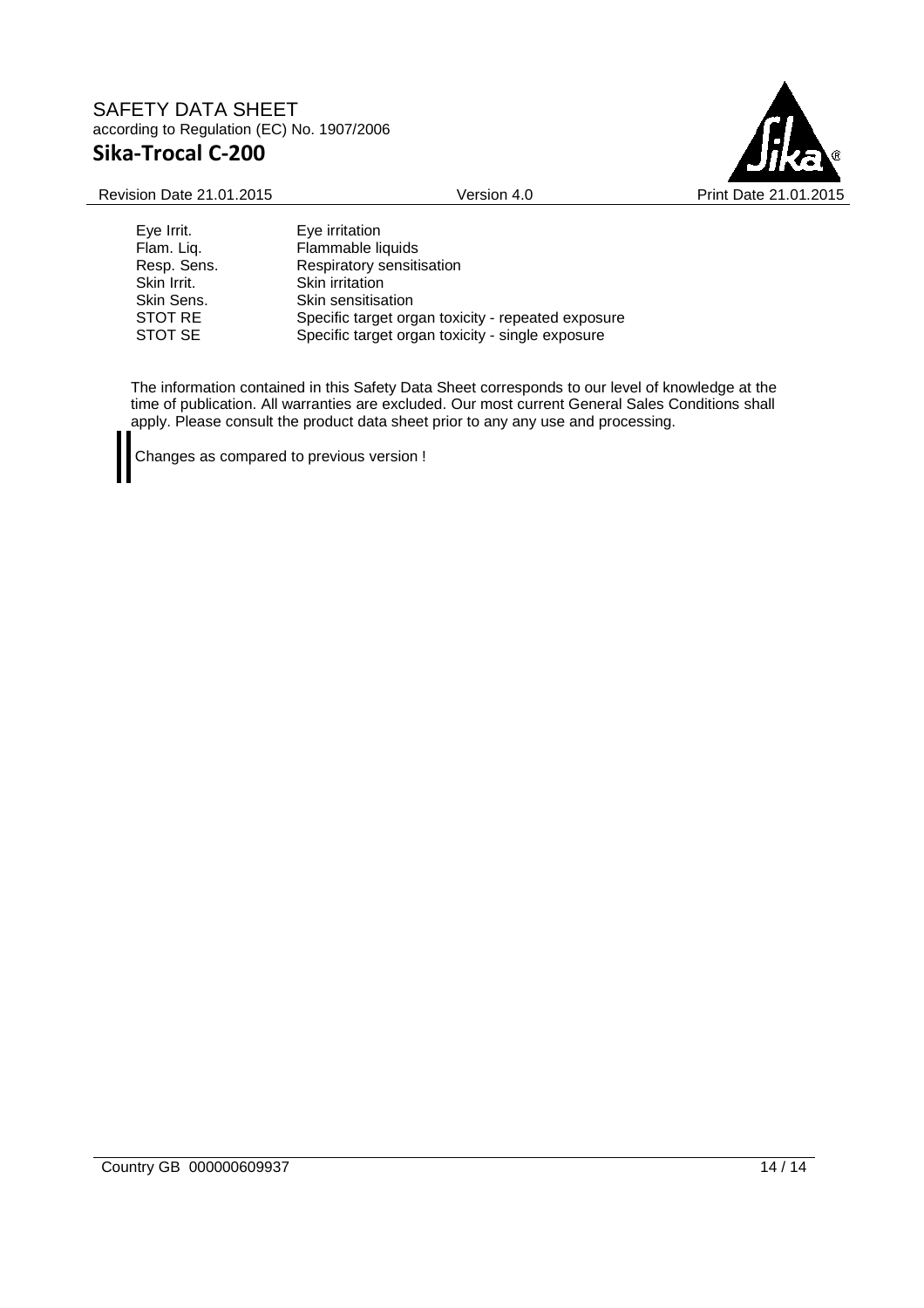| | |
|---|---|
| Eye Irrit. | Eye irritation |
| Flam. Liq. | Flammable liquids |
| Resp. Sens. | Respiratory sensitisation |
| Skin Irrit. | Skin irritation |
| Skin Sens. | Skin sensitisation |
| STOT RE | Specific target organ toxicity - repeated exposure |
| STOT SE | Specific target organ toxicity - single exposure |

The information contained in this Safety Data Sheet corresponds to our level of knowledge at the time of publication. All warranties are excluded. Our most current General Sales Conditions shall apply. Please consult the product data sheet prior to any any use and processing.

Changes as compared to previous version !